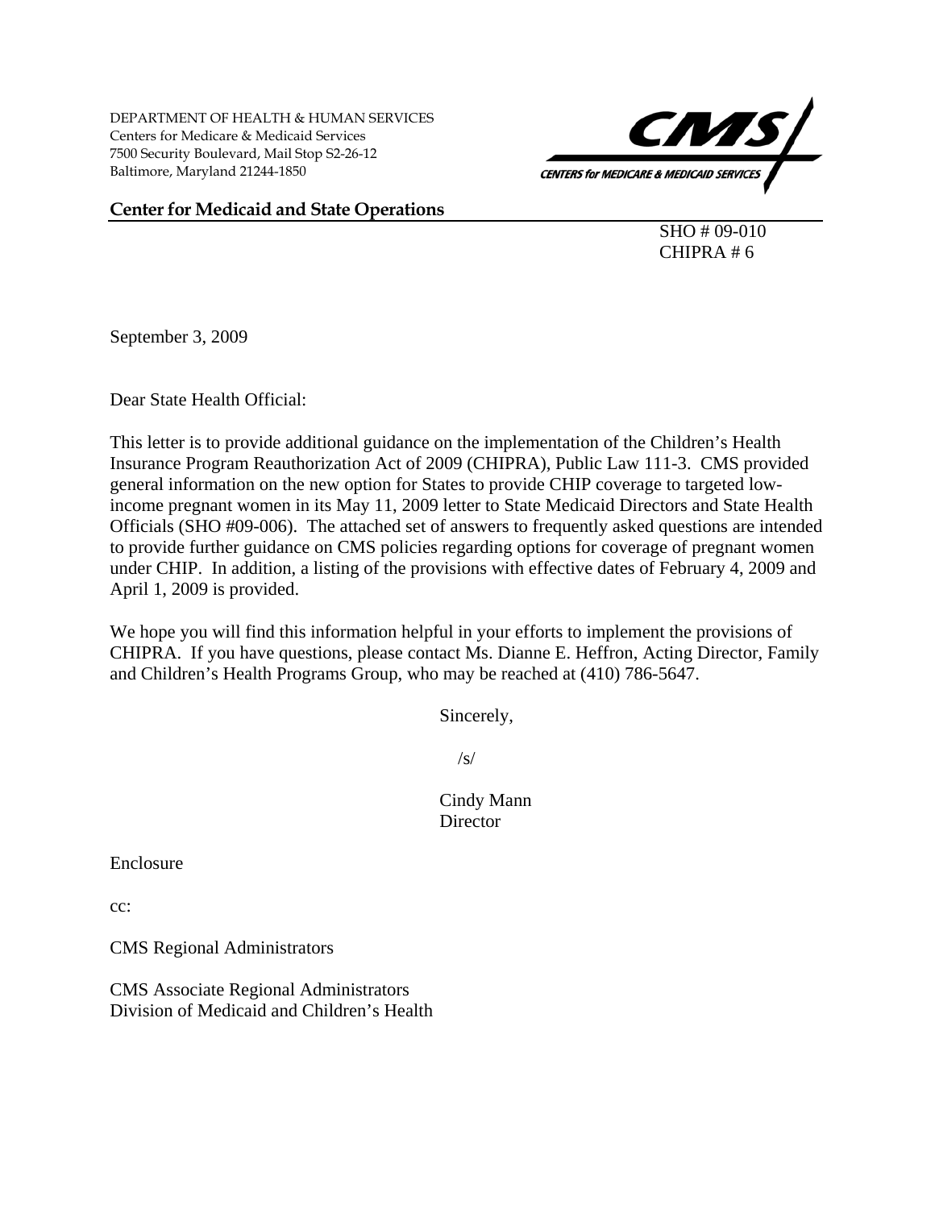DEPARTMENT OF HEALTH & HUMAN SERVICES
Centers for Medicare & Medicaid Services
7500 Security Boulevard, Mail Stop S2-26-12
Baltimore, Maryland 21244-1850

CMS — CENTERS for MEDICARE & MEDICAID SERVICES

**Center for Medicaid and State Operations**

SHO # 09-010
CHIPRA # 6

September 3, 2009

Dear State Health Official:

This letter is to provide additional guidance on the implementation of the Children's Health Insurance Program Reauthorization Act of 2009 (CHIPRA), Public Law 111-3. CMS provided general information on the new option for States to provide CHIP coverage to targeted low-income pregnant women in its May 11, 2009 letter to State Medicaid Directors and State Health Officials (SHO #09-006). The attached set of answers to frequently asked questions are intended to provide further guidance on CMS policies regarding options for coverage of pregnant women under CHIP. In addition, a listing of the provisions with effective dates of February 4, 2009 and April 1, 2009 is provided.

We hope you will find this information helpful in your efforts to implement the provisions of CHIPRA. If you have questions, please contact Ms. Dianne E. Heffron, Acting Director, Family and Children's Health Programs Group, who may be reached at (410) 786-5647.

Sincerely,

/s/

Cindy Mann
Director

Enclosure

cc:

CMS Regional Administrators

CMS Associate Regional Administrators
Division of Medicaid and Children's Health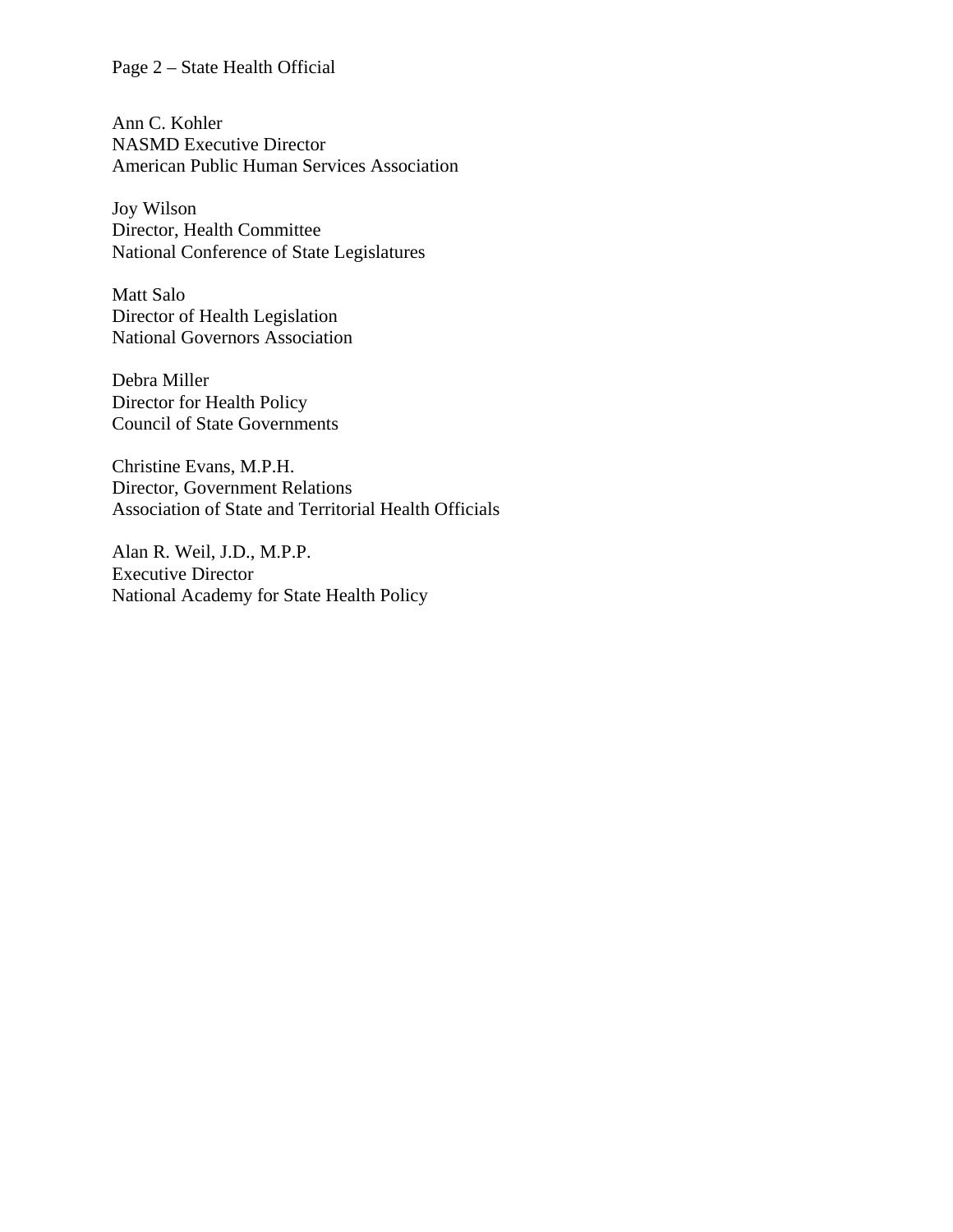Ann C. Kohler
NASMD Executive Director
American Public Human Services Association

Joy Wilson
Director, Health Committee
National Conference of State Legislatures

Matt Salo
Director of Health Legislation
National Governors Association

Debra Miller
Director for Health Policy
Council of State Governments

Christine Evans, M.P.H.
Director, Government Relations
Association of State and Territorial Health Officials

Alan R. Weil, J.D., M.P.P.
Executive Director
National Academy for State Health Policy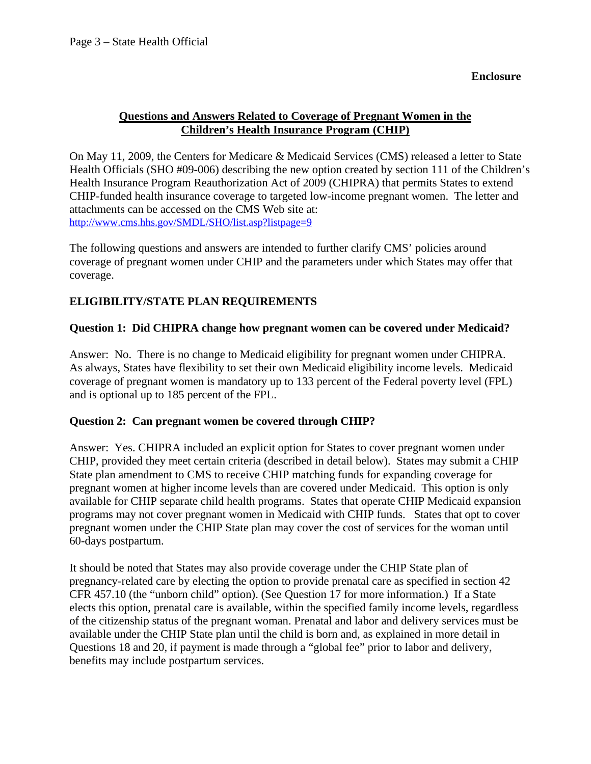**Enclosure**

## Questions and Answers Related to Coverage of Pregnant Women in the Children's Health Insurance Program (CHIP)

On May 11, 2009, the Centers for Medicare & Medicaid Services (CMS) released a letter to State Health Officials (SHO #09-006) describing the new option created by section 111 of the Children's Health Insurance Program Reauthorization Act of 2009 (CHIPRA) that permits States to extend CHIP-funded health insurance coverage to targeted low-income pregnant women. The letter and attachments can be accessed on the CMS Web site at: http://www.cms.hhs.gov/SMDL/SHO/list.asp?listpage=9

The following questions and answers are intended to further clarify CMS' policies around coverage of pregnant women under CHIP and the parameters under which States may offer that coverage.

### ELIGIBILITY/STATE PLAN REQUIREMENTS

**Question 1: Did CHIPRA change how pregnant women can be covered under Medicaid?**

Answer: No. There is no change to Medicaid eligibility for pregnant women under CHIPRA. As always, States have flexibility to set their own Medicaid eligibility income levels. Medicaid coverage of pregnant women is mandatory up to 133 percent of the Federal poverty level (FPL) and is optional up to 185 percent of the FPL.

**Question 2: Can pregnant women be covered through CHIP?**

Answer: Yes. CHIPRA included an explicit option for States to cover pregnant women under CHIP, provided they meet certain criteria (described in detail below). States may submit a CHIP State plan amendment to CMS to receive CHIP matching funds for expanding coverage for pregnant women at higher income levels than are covered under Medicaid. This option is only available for CHIP separate child health programs. States that operate CHIP Medicaid expansion programs may not cover pregnant women in Medicaid with CHIP funds. States that opt to cover pregnant women under the CHIP State plan may cover the cost of services for the woman until 60-days postpartum.

It should be noted that States may also provide coverage under the CHIP State plan of pregnancy-related care by electing the option to provide prenatal care as specified in section 42 CFR 457.10 (the "unborn child" option). (See Question 17 for more information.) If a State elects this option, prenatal care is available, within the specified family income levels, regardless of the citizenship status of the pregnant woman. Prenatal and labor and delivery services must be available under the CHIP State plan until the child is born and, as explained in more detail in Questions 18 and 20, if payment is made through a "global fee" prior to labor and delivery, benefits may include postpartum services.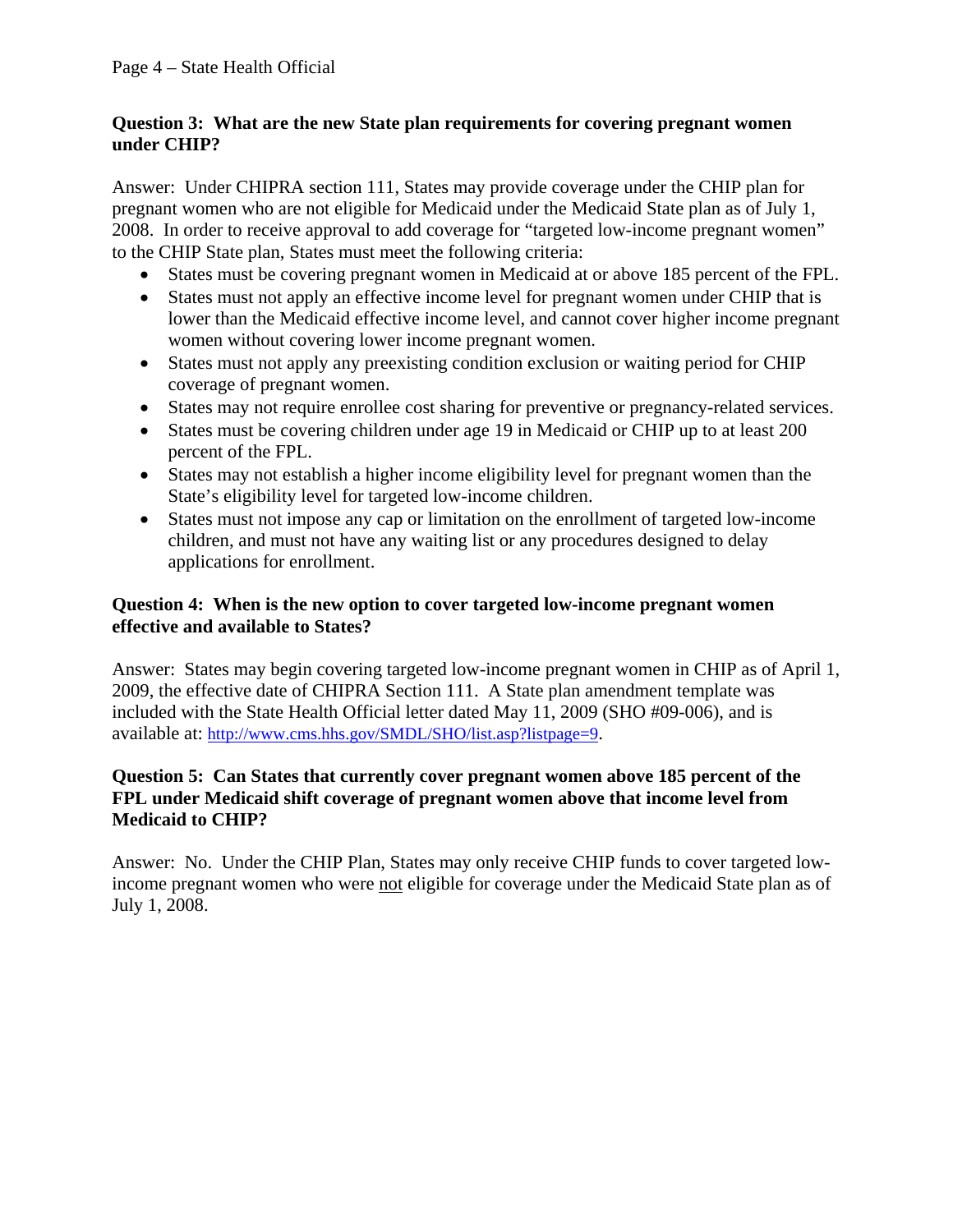**Question 3: What are the new State plan requirements for covering pregnant women under CHIP?**

Answer: Under CHIPRA section 111, States may provide coverage under the CHIP plan for pregnant women who are not eligible for Medicaid under the Medicaid State plan as of July 1, 2008. In order to receive approval to add coverage for "targeted low-income pregnant women" to the CHIP State plan, States must meet the following criteria:

- States must be covering pregnant women in Medicaid at or above 185 percent of the FPL.
- States must not apply an effective income level for pregnant women under CHIP that is lower than the Medicaid effective income level, and cannot cover higher income pregnant women without covering lower income pregnant women.
- States must not apply any preexisting condition exclusion or waiting period for CHIP coverage of pregnant women.
- States may not require enrollee cost sharing for preventive or pregnancy-related services.
- States must be covering children under age 19 in Medicaid or CHIP up to at least 200 percent of the FPL.
- States may not establish a higher income eligibility level for pregnant women than the State's eligibility level for targeted low-income children.
- States must not impose any cap or limitation on the enrollment of targeted low-income children, and must not have any waiting list or any procedures designed to delay applications for enrollment.

**Question 4: When is the new option to cover targeted low-income pregnant women effective and available to States?**

Answer: States may begin covering targeted low-income pregnant women in CHIP as of April 1, 2009, the effective date of CHIPRA Section 111. A State plan amendment template was included with the State Health Official letter dated May 11, 2009 (SHO #09-006), and is available at: http://www.cms.hhs.gov/SMDL/SHO/list.asp?listpage=9.

**Question 5: Can States that currently cover pregnant women above 185 percent of the FPL under Medicaid shift coverage of pregnant women above that income level from Medicaid to CHIP?**

Answer: No. Under the CHIP Plan, States may only receive CHIP funds to cover targeted low-income pregnant women who were <u>not</u> eligible for coverage under the Medicaid State plan as of July 1, 2008.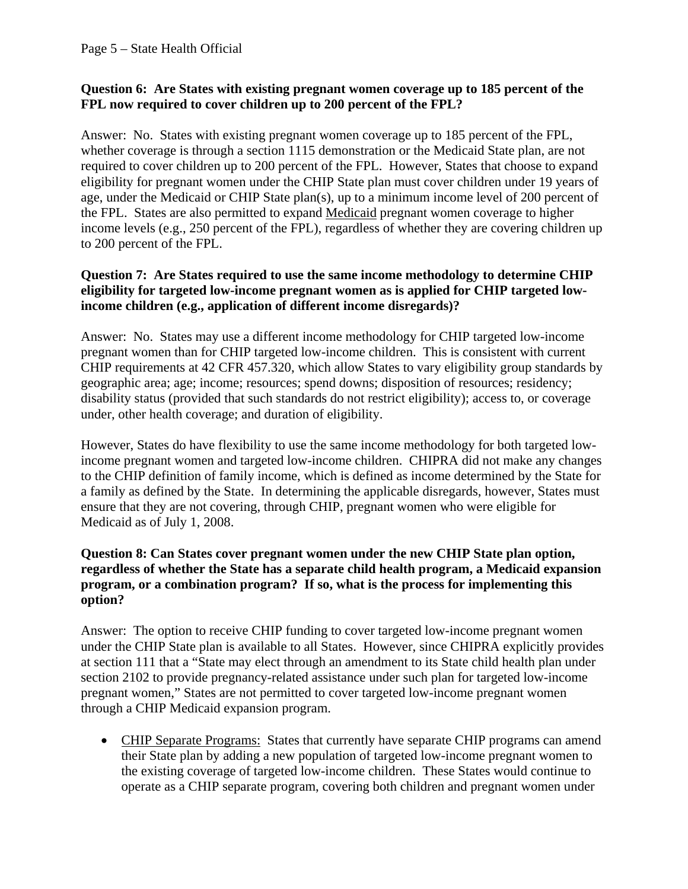**Question 6: Are States with existing pregnant women coverage up to 185 percent of the FPL now required to cover children up to 200 percent of the FPL?**

Answer: No. States with existing pregnant women coverage up to 185 percent of the FPL, whether coverage is through a section 1115 demonstration or the Medicaid State plan, are not required to cover children up to 200 percent of the FPL. However, States that choose to expand eligibility for pregnant women under the CHIP State plan must cover children under 19 years of age, under the Medicaid or CHIP State plan(s), up to a minimum income level of 200 percent of the FPL. States are also permitted to expand <u>Medicaid</u> pregnant women coverage to higher income levels (e.g., 250 percent of the FPL), regardless of whether they are covering children up to 200 percent of the FPL.

**Question 7: Are States required to use the same income methodology to determine CHIP eligibility for targeted low-income pregnant women as is applied for CHIP targeted low-income children (e.g., application of different income disregards)?**

Answer: No. States may use a different income methodology for CHIP targeted low-income pregnant women than for CHIP targeted low-income children. This is consistent with current CHIP requirements at 42 CFR 457.320, which allow States to vary eligibility group standards by geographic area; age; income; resources; spend downs; disposition of resources; residency; disability status (provided that such standards do not restrict eligibility); access to, or coverage under, other health coverage; and duration of eligibility.

However, States do have flexibility to use the same income methodology for both targeted low-income pregnant women and targeted low-income children. CHIPRA did not make any changes to the CHIP definition of family income, which is defined as income determined by the State for a family as defined by the State. In determining the applicable disregards, however, States must ensure that they are not covering, through CHIP, pregnant women who were eligible for Medicaid as of July 1, 2008.

**Question 8: Can States cover pregnant women under the new CHIP State plan option, regardless of whether the State has a separate child health program, a Medicaid expansion program, or a combination program? If so, what is the process for implementing this option?**

Answer: The option to receive CHIP funding to cover targeted low-income pregnant women under the CHIP State plan is available to all States. However, since CHIPRA explicitly provides at section 111 that a "State may elect through an amendment to its State child health plan under section 2102 to provide pregnancy-related assistance under such plan for targeted low-income pregnant women," States are not permitted to cover targeted low-income pregnant women through a CHIP Medicaid expansion program.

- <u>CHIP Separate Programs:</u> States that currently have separate CHIP programs can amend their State plan by adding a new population of targeted low-income pregnant women to the existing coverage of targeted low-income children. These States would continue to operate as a CHIP separate program, covering both children and pregnant women under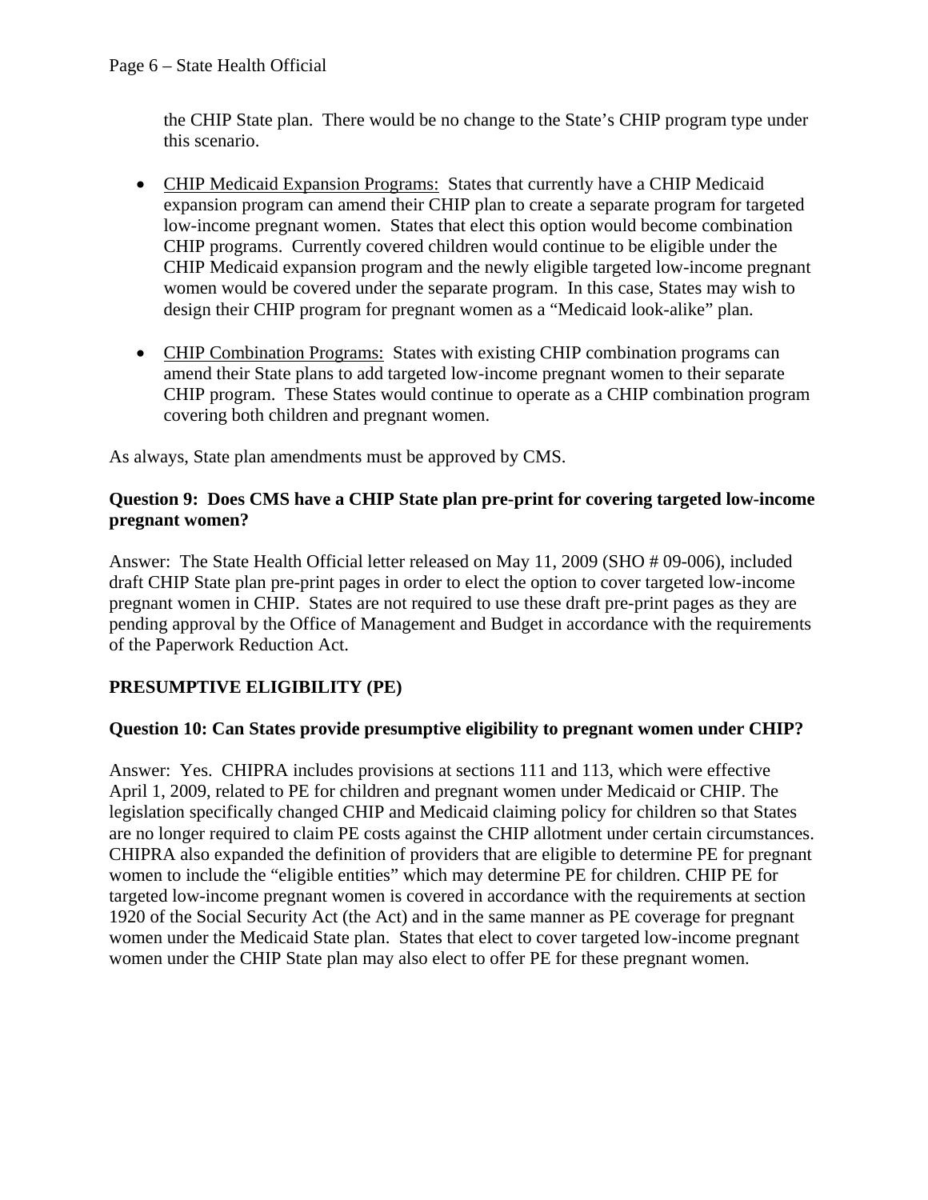the CHIP State plan. There would be no change to the State's CHIP program type under this scenario.

- CHIP Medicaid Expansion Programs: States that currently have a CHIP Medicaid expansion program can amend their CHIP plan to create a separate program for targeted low-income pregnant women. States that elect this option would become combination CHIP programs. Currently covered children would continue to be eligible under the CHIP Medicaid expansion program and the newly eligible targeted low-income pregnant women would be covered under the separate program. In this case, States may wish to design their CHIP program for pregnant women as a "Medicaid look-alike" plan.

- CHIP Combination Programs: States with existing CHIP combination programs can amend their State plans to add targeted low-income pregnant women to their separate CHIP program. These States would continue to operate as a CHIP combination program covering both children and pregnant women.

As always, State plan amendments must be approved by CMS.

**Question 9: Does CMS have a CHIP State plan pre-print for covering targeted low-income pregnant women?**

Answer: The State Health Official letter released on May 11, 2009 (SHO # 09-006), included draft CHIP State plan pre-print pages in order to elect the option to cover targeted low-income pregnant women in CHIP. States are not required to use these draft pre-print pages as they are pending approval by the Office of Management and Budget in accordance with the requirements of the Paperwork Reduction Act.

## PRESUMPTIVE ELIGIBILITY (PE)

**Question 10: Can States provide presumptive eligibility to pregnant women under CHIP?**

Answer: Yes. CHIPRA includes provisions at sections 111 and 113, which were effective April 1, 2009, related to PE for children and pregnant women under Medicaid or CHIP. The legislation specifically changed CHIP and Medicaid claiming policy for children so that States are no longer required to claim PE costs against the CHIP allotment under certain circumstances. CHIPRA also expanded the definition of providers that are eligible to determine PE for pregnant women to include the "eligible entities" which may determine PE for children. CHIP PE for targeted low-income pregnant women is covered in accordance with the requirements at section 1920 of the Social Security Act (the Act) and in the same manner as PE coverage for pregnant women under the Medicaid State plan. States that elect to cover targeted low-income pregnant women under the CHIP State plan may also elect to offer PE for these pregnant women.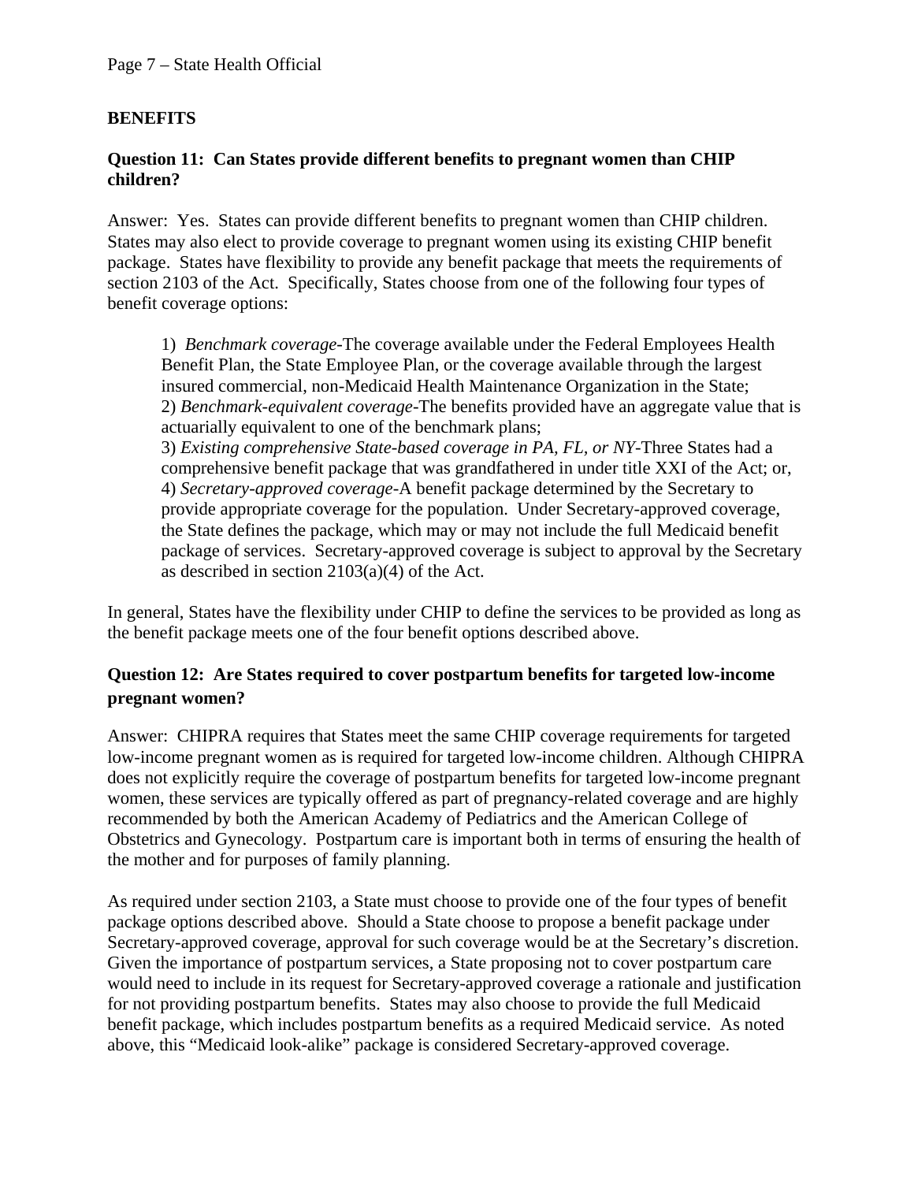## BENEFITS

### Question 11: Can States provide different benefits to pregnant women than CHIP children?

Answer: Yes. States can provide different benefits to pregnant women than CHIP children. States may also elect to provide coverage to pregnant women using its existing CHIP benefit package. States have flexibility to provide any benefit package that meets the requirements of section 2103 of the Act. Specifically, States choose from one of the following four types of benefit coverage options:

> 1) *Benchmark coverage*-The coverage available under the Federal Employees Health Benefit Plan, the State Employee Plan, or the coverage available through the largest insured commercial, non-Medicaid Health Maintenance Organization in the State;
> 2) *Benchmark-equivalent coverage*-The benefits provided have an aggregate value that is actuarially equivalent to one of the benchmark plans;
> 3) *Existing comprehensive State-based coverage in PA, FL, or NY*-Three States had a comprehensive benefit package that was grandfathered in under title XXI of the Act; or,
> 4) *Secretary-approved coverage*-A benefit package determined by the Secretary to provide appropriate coverage for the population. Under Secretary-approved coverage, the State defines the package, which may or may not include the full Medicaid benefit package of services. Secretary-approved coverage is subject to approval by the Secretary as described in section 2103(a)(4) of the Act.

In general, States have the flexibility under CHIP to define the services to be provided as long as the benefit package meets one of the four benefit options described above.

### Question 12: Are States required to cover postpartum benefits for targeted low-income pregnant women?

Answer: CHIPRA requires that States meet the same CHIP coverage requirements for targeted low-income pregnant women as is required for targeted low-income children. Although CHIPRA does not explicitly require the coverage of postpartum benefits for targeted low-income pregnant women, these services are typically offered as part of pregnancy-related coverage and are highly recommended by both the American Academy of Pediatrics and the American College of Obstetrics and Gynecology. Postpartum care is important both in terms of ensuring the health of the mother and for purposes of family planning.

As required under section 2103, a State must choose to provide one of the four types of benefit package options described above. Should a State choose to propose a benefit package under Secretary-approved coverage, approval for such coverage would be at the Secretary's discretion. Given the importance of postpartum services, a State proposing not to cover postpartum care would need to include in its request for Secretary-approved coverage a rationale and justification for not providing postpartum benefits. States may also choose to provide the full Medicaid benefit package, which includes postpartum benefits as a required Medicaid service. As noted above, this "Medicaid look-alike" package is considered Secretary-approved coverage.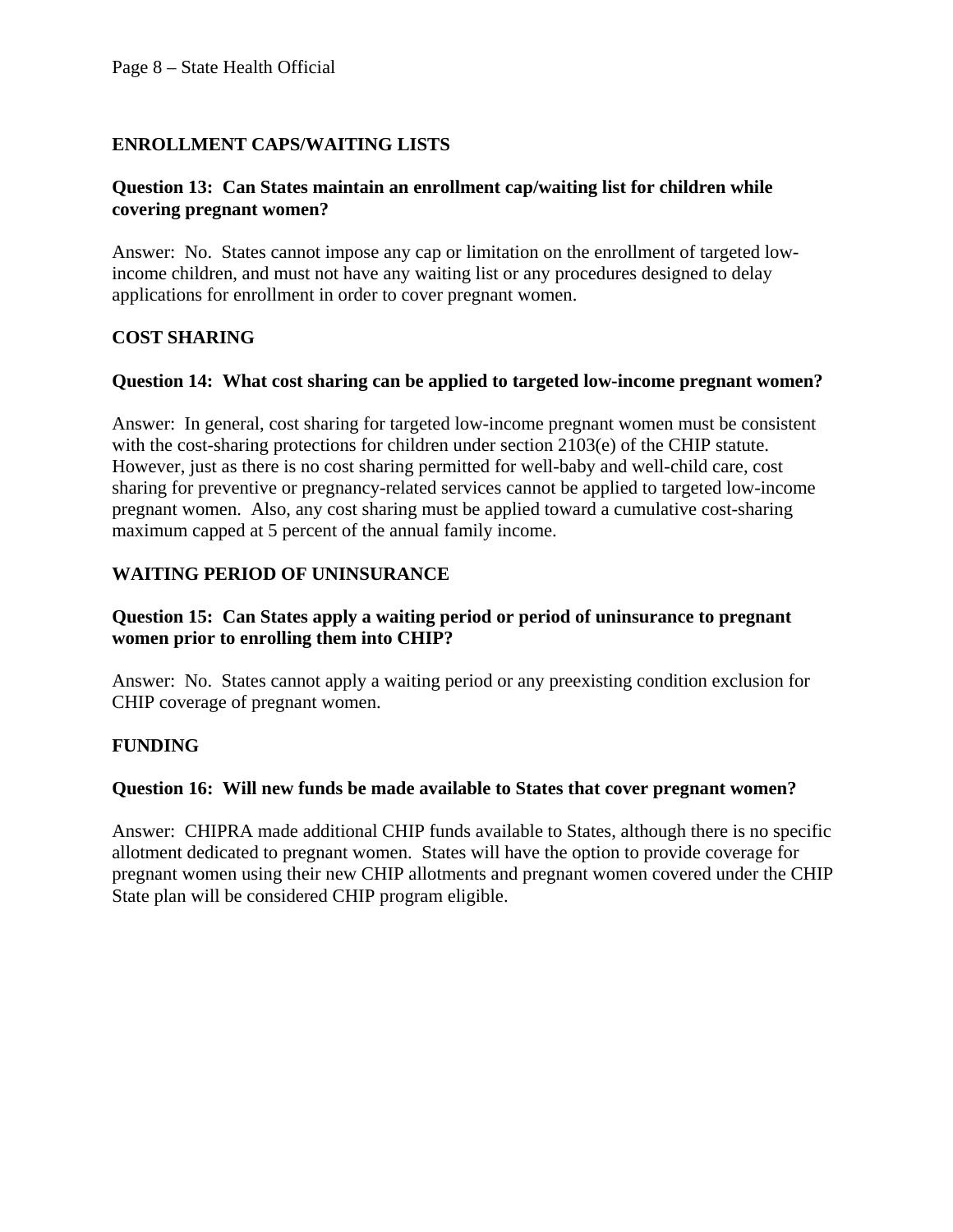## ENROLLMENT CAPS/WAITING LISTS

**Question 13: Can States maintain an enrollment cap/waiting list for children while covering pregnant women?**

Answer: No. States cannot impose any cap or limitation on the enrollment of targeted low-income children, and must not have any waiting list or any procedures designed to delay applications for enrollment in order to cover pregnant women.

## COST SHARING

**Question 14: What cost sharing can be applied to targeted low-income pregnant women?**

Answer: In general, cost sharing for targeted low-income pregnant women must be consistent with the cost-sharing protections for children under section 2103(e) of the CHIP statute. However, just as there is no cost sharing permitted for well-baby and well-child care, cost sharing for preventive or pregnancy-related services cannot be applied to targeted low-income pregnant women. Also, any cost sharing must be applied toward a cumulative cost-sharing maximum capped at 5 percent of the annual family income.

## WAITING PERIOD OF UNINSURANCE

**Question 15: Can States apply a waiting period or period of uninsurance to pregnant women prior to enrolling them into CHIP?**

Answer: No. States cannot apply a waiting period or any preexisting condition exclusion for CHIP coverage of pregnant women.

## FUNDING

**Question 16: Will new funds be made available to States that cover pregnant women?**

Answer: CHIPRA made additional CHIP funds available to States, although there is no specific allotment dedicated to pregnant women. States will have the option to provide coverage for pregnant women using their new CHIP allotments and pregnant women covered under the CHIP State plan will be considered CHIP program eligible.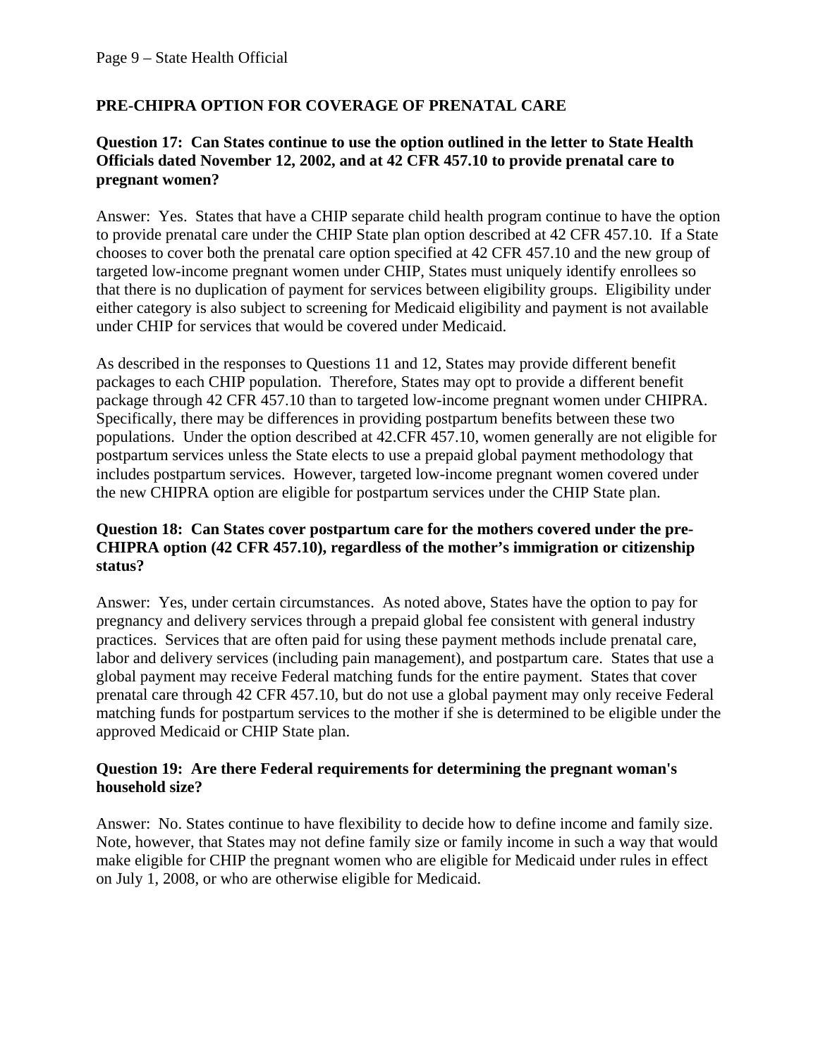## PRE-CHIPRA OPTION FOR COVERAGE OF PRENATAL CARE

**Question 17: Can States continue to use the option outlined in the letter to State Health Officials dated November 12, 2002, and at 42 CFR 457.10 to provide prenatal care to pregnant women?**

Answer: Yes. States that have a CHIP separate child health program continue to have the option to provide prenatal care under the CHIP State plan option described at 42 CFR 457.10. If a State chooses to cover both the prenatal care option specified at 42 CFR 457.10 and the new group of targeted low-income pregnant women under CHIP, States must uniquely identify enrollees so that there is no duplication of payment for services between eligibility groups. Eligibility under either category is also subject to screening for Medicaid eligibility and payment is not available under CHIP for services that would be covered under Medicaid.

As described in the responses to Questions 11 and 12, States may provide different benefit packages to each CHIP population. Therefore, States may opt to provide a different benefit package through 42 CFR 457.10 than to targeted low-income pregnant women under CHIPRA. Specifically, there may be differences in providing postpartum benefits between these two populations. Under the option described at 42.CFR 457.10, women generally are not eligible for postpartum services unless the State elects to use a prepaid global payment methodology that includes postpartum services. However, targeted low-income pregnant women covered under the new CHIPRA option are eligible for postpartum services under the CHIP State plan.

**Question 18: Can States cover postpartum care for the mothers covered under the pre-CHIPRA option (42 CFR 457.10), regardless of the mother's immigration or citizenship status?**

Answer: Yes, under certain circumstances. As noted above, States have the option to pay for pregnancy and delivery services through a prepaid global fee consistent with general industry practices. Services that are often paid for using these payment methods include prenatal care, labor and delivery services (including pain management), and postpartum care. States that use a global payment may receive Federal matching funds for the entire payment. States that cover prenatal care through 42 CFR 457.10, but do not use a global payment may only receive Federal matching funds for postpartum services to the mother if she is determined to be eligible under the approved Medicaid or CHIP State plan.

**Question 19: Are there Federal requirements for determining the pregnant woman's household size?**

Answer: No. States continue to have flexibility to decide how to define income and family size. Note, however, that States may not define family size or family income in such a way that would make eligible for CHIP the pregnant women who are eligible for Medicaid under rules in effect on July 1, 2008, or who are otherwise eligible for Medicaid.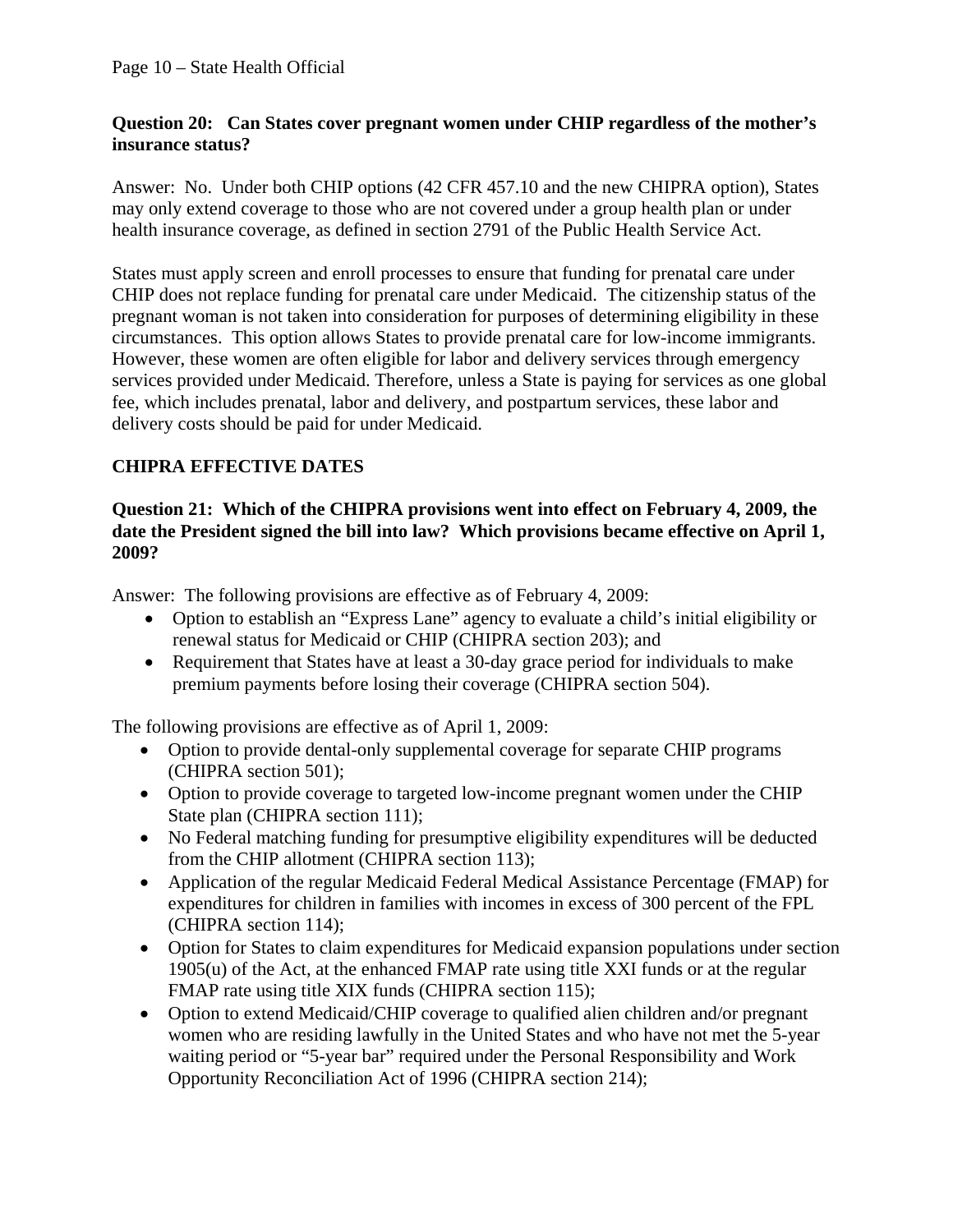**Question 20: Can States cover pregnant women under CHIP regardless of the mother's insurance status?**

Answer: No. Under both CHIP options (42 CFR 457.10 and the new CHIPRA option), States may only extend coverage to those who are not covered under a group health plan or under health insurance coverage, as defined in section 2791 of the Public Health Service Act.

States must apply screen and enroll processes to ensure that funding for prenatal care under CHIP does not replace funding for prenatal care under Medicaid. The citizenship status of the pregnant woman is not taken into consideration for purposes of determining eligibility in these circumstances. This option allows States to provide prenatal care for low-income immigrants. However, these women are often eligible for labor and delivery services through emergency services provided under Medicaid. Therefore, unless a State is paying for services as one global fee, which includes prenatal, labor and delivery, and postpartum services, these labor and delivery costs should be paid for under Medicaid.

## CHIPRA EFFECTIVE DATES

**Question 21: Which of the CHIPRA provisions went into effect on February 4, 2009, the date the President signed the bill into law? Which provisions became effective on April 1, 2009?**

Answer: The following provisions are effective as of February 4, 2009:

- Option to establish an "Express Lane" agency to evaluate a child's initial eligibility or renewal status for Medicaid or CHIP (CHIPRA section 203); and
- Requirement that States have at least a 30-day grace period for individuals to make premium payments before losing their coverage (CHIPRA section 504).

The following provisions are effective as of April 1, 2009:

- Option to provide dental-only supplemental coverage for separate CHIP programs (CHIPRA section 501);
- Option to provide coverage to targeted low-income pregnant women under the CHIP State plan (CHIPRA section 111);
- No Federal matching funding for presumptive eligibility expenditures will be deducted from the CHIP allotment (CHIPRA section 113);
- Application of the regular Medicaid Federal Medical Assistance Percentage (FMAP) for expenditures for children in families with incomes in excess of 300 percent of the FPL (CHIPRA section 114);
- Option for States to claim expenditures for Medicaid expansion populations under section 1905(u) of the Act, at the enhanced FMAP rate using title XXI funds or at the regular FMAP rate using title XIX funds (CHIPRA section 115);
- Option to extend Medicaid/CHIP coverage to qualified alien children and/or pregnant women who are residing lawfully in the United States and who have not met the 5-year waiting period or "5-year bar" required under the Personal Responsibility and Work Opportunity Reconciliation Act of 1996 (CHIPRA section 214);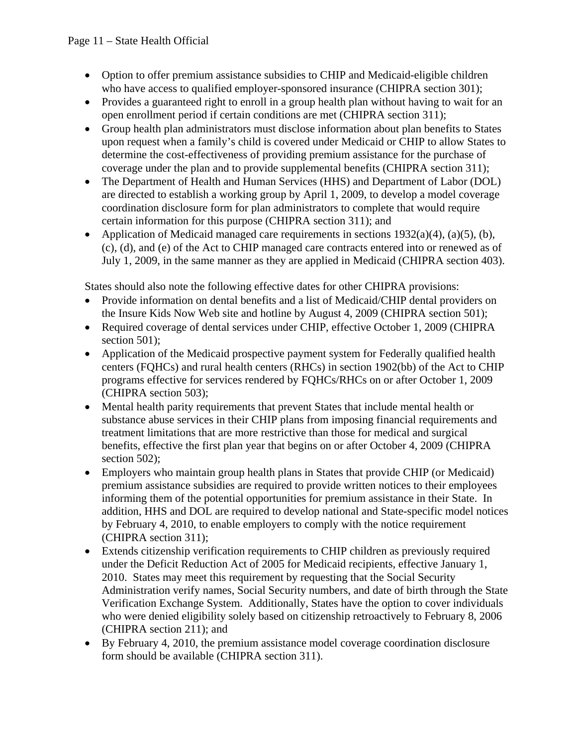- Option to offer premium assistance subsidies to CHIP and Medicaid-eligible children who have access to qualified employer-sponsored insurance (CHIPRA section 301);
- Provides a guaranteed right to enroll in a group health plan without having to wait for an open enrollment period if certain conditions are met (CHIPRA section 311);
- Group health plan administrators must disclose information about plan benefits to States upon request when a family's child is covered under Medicaid or CHIP to allow States to determine the cost-effectiveness of providing premium assistance for the purchase of coverage under the plan and to provide supplemental benefits (CHIPRA section 311);
- The Department of Health and Human Services (HHS) and Department of Labor (DOL) are directed to establish a working group by April 1, 2009, to develop a model coverage coordination disclosure form for plan administrators to complete that would require certain information for this purpose (CHIPRA section 311); and
- Application of Medicaid managed care requirements in sections 1932(a)(4), (a)(5), (b), (c), (d), and (e) of the Act to CHIP managed care contracts entered into or renewed as of July 1, 2009, in the same manner as they are applied in Medicaid (CHIPRA section 403).

States should also note the following effective dates for other CHIPRA provisions:

- Provide information on dental benefits and a list of Medicaid/CHIP dental providers on the Insure Kids Now Web site and hotline by August 4, 2009 (CHIPRA section 501);
- Required coverage of dental services under CHIP, effective October 1, 2009 (CHIPRA section 501);
- Application of the Medicaid prospective payment system for Federally qualified health centers (FQHCs) and rural health centers (RHCs) in section 1902(bb) of the Act to CHIP programs effective for services rendered by FQHCs/RHCs on or after October 1, 2009 (CHIPRA section 503);
- Mental health parity requirements that prevent States that include mental health or substance abuse services in their CHIP plans from imposing financial requirements and treatment limitations that are more restrictive than those for medical and surgical benefits, effective the first plan year that begins on or after October 4, 2009 (CHIPRA section 502);
- Employers who maintain group health plans in States that provide CHIP (or Medicaid) premium assistance subsidies are required to provide written notices to their employees informing them of the potential opportunities for premium assistance in their State. In addition, HHS and DOL are required to develop national and State-specific model notices by February 4, 2010, to enable employers to comply with the notice requirement (CHIPRA section 311);
- Extends citizenship verification requirements to CHIP children as previously required under the Deficit Reduction Act of 2005 for Medicaid recipients, effective January 1, 2010. States may meet this requirement by requesting that the Social Security Administration verify names, Social Security numbers, and date of birth through the State Verification Exchange System. Additionally, States have the option to cover individuals who were denied eligibility solely based on citizenship retroactively to February 8, 2006 (CHIPRA section 211); and
- By February 4, 2010, the premium assistance model coverage coordination disclosure form should be available (CHIPRA section 311).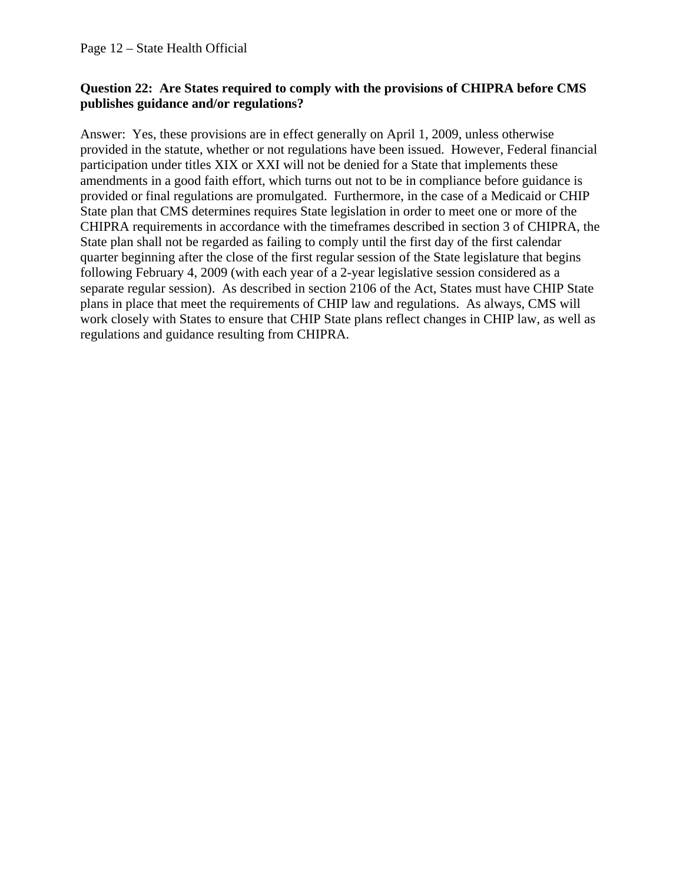**Question 22: Are States required to comply with the provisions of CHIPRA before CMS publishes guidance and/or regulations?**

Answer: Yes, these provisions are in effect generally on April 1, 2009, unless otherwise provided in the statute, whether or not regulations have been issued. However, Federal financial participation under titles XIX or XXI will not be denied for a State that implements these amendments in a good faith effort, which turns out not to be in compliance before guidance is provided or final regulations are promulgated. Furthermore, in the case of a Medicaid or CHIP State plan that CMS determines requires State legislation in order to meet one or more of the CHIPRA requirements in accordance with the timeframes described in section 3 of CHIPRA, the State plan shall not be regarded as failing to comply until the first day of the first calendar quarter beginning after the close of the first regular session of the State legislature that begins following February 4, 2009 (with each year of a 2-year legislative session considered as a separate regular session). As described in section 2106 of the Act, States must have CHIP State plans in place that meet the requirements of CHIP law and regulations. As always, CMS will work closely with States to ensure that CHIP State plans reflect changes in CHIP law, as well as regulations and guidance resulting from CHIPRA.